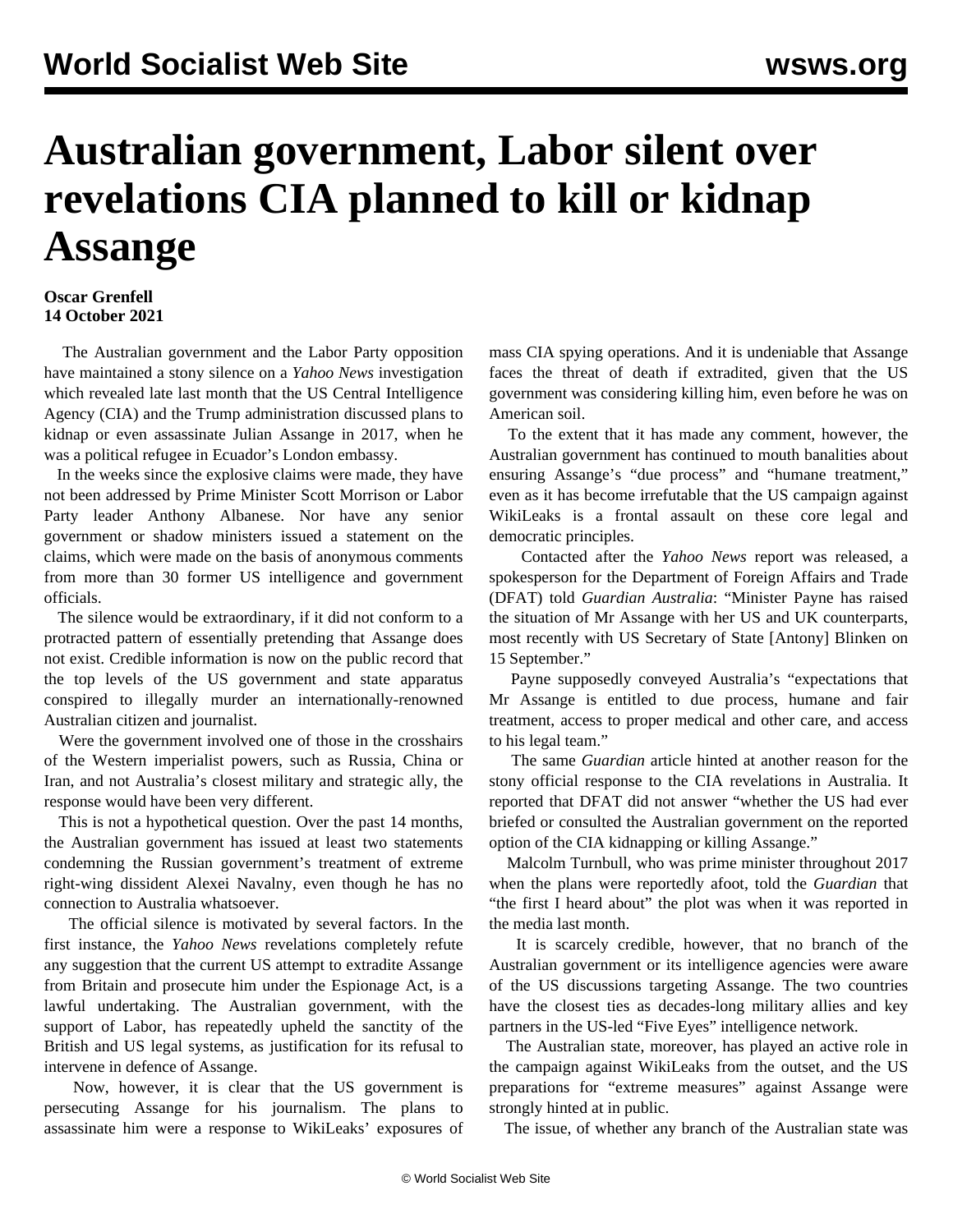# Australian government, Labor silent over revelations CIA planned to kill or kidnap Assange

**Oscar Grenfell**
**14 October 2021**

The Australian government and the Labor Party opposition have maintained a stony silence on a *Yahoo News* investigation which revealed late last month that the US Central Intelligence Agency (CIA) and the Trump administration discussed plans to kidnap or even assassinate Julian Assange in 2017, when he was a political refugee in Ecuador's London embassy.

In the weeks since the explosive claims were made, they have not been addressed by Prime Minister Scott Morrison or Labor Party leader Anthony Albanese. Nor have any senior government or shadow ministers issued a statement on the claims, which were made on the basis of anonymous comments from more than 30 former US intelligence and government officials.

The silence would be extraordinary, if it did not conform to a protracted pattern of essentially pretending that Assange does not exist. Credible information is now on the public record that the top levels of the US government and state apparatus conspired to illegally murder an internationally-renowned Australian citizen and journalist.

Were the government involved one of those in the crosshairs of the Western imperialist powers, such as Russia, China or Iran, and not Australia's closest military and strategic ally, the response would have been very different.

This is not a hypothetical question. Over the past 14 months, the Australian government has issued at least two statements condemning the Russian government's treatment of extreme right-wing dissident Alexei Navalny, even though he has no connection to Australia whatsoever.

The official silence is motivated by several factors. In the first instance, the *Yahoo News* revelations completely refute any suggestion that the current US attempt to extradite Assange from Britain and prosecute him under the Espionage Act, is a lawful undertaking. The Australian government, with the support of Labor, has repeatedly upheld the sanctity of the British and US legal systems, as justification for its refusal to intervene in defence of Assange.

Now, however, it is clear that the US government is persecuting Assange for his journalism. The plans to assassinate him were a response to WikiLeaks' exposures of mass CIA spying operations. And it is undeniable that Assange faces the threat of death if extradited, given that the US government was considering killing him, even before he was on American soil.

To the extent that it has made any comment, however, the Australian government has continued to mouth banalities about ensuring Assange's "due process" and "humane treatment," even as it has become irrefutable that the US campaign against WikiLeaks is a frontal assault on these core legal and democratic principles.

Contacted after the *Yahoo News* report was released, a spokesperson for the Department of Foreign Affairs and Trade (DFAT) told *Guardian Australia*: "Minister Payne has raised the situation of Mr Assange with her US and UK counterparts, most recently with US Secretary of State [Antony] Blinken on 15 September."

Payne supposedly conveyed Australia's "expectations that Mr Assange is entitled to due process, humane and fair treatment, access to proper medical and other care, and access to his legal team."

The same *Guardian* article hinted at another reason for the stony official response to the CIA revelations in Australia. It reported that DFAT did not answer "whether the US had ever briefed or consulted the Australian government on the reported option of the CIA kidnapping or killing Assange."

Malcolm Turnbull, who was prime minister throughout 2017 when the plans were reportedly afoot, told the *Guardian* that "the first I heard about" the plot was when it was reported in the media last month.

It is scarcely credible, however, that no branch of the Australian government or its intelligence agencies were aware of the US discussions targeting Assange. The two countries have the closest ties as decades-long military allies and key partners in the US-led "Five Eyes" intelligence network.

The Australian state, moreover, has played an active role in the campaign against WikiLeaks from the outset, and the US preparations for "extreme measures" against Assange were strongly hinted at in public.

The issue, of whether any branch of the Australian state was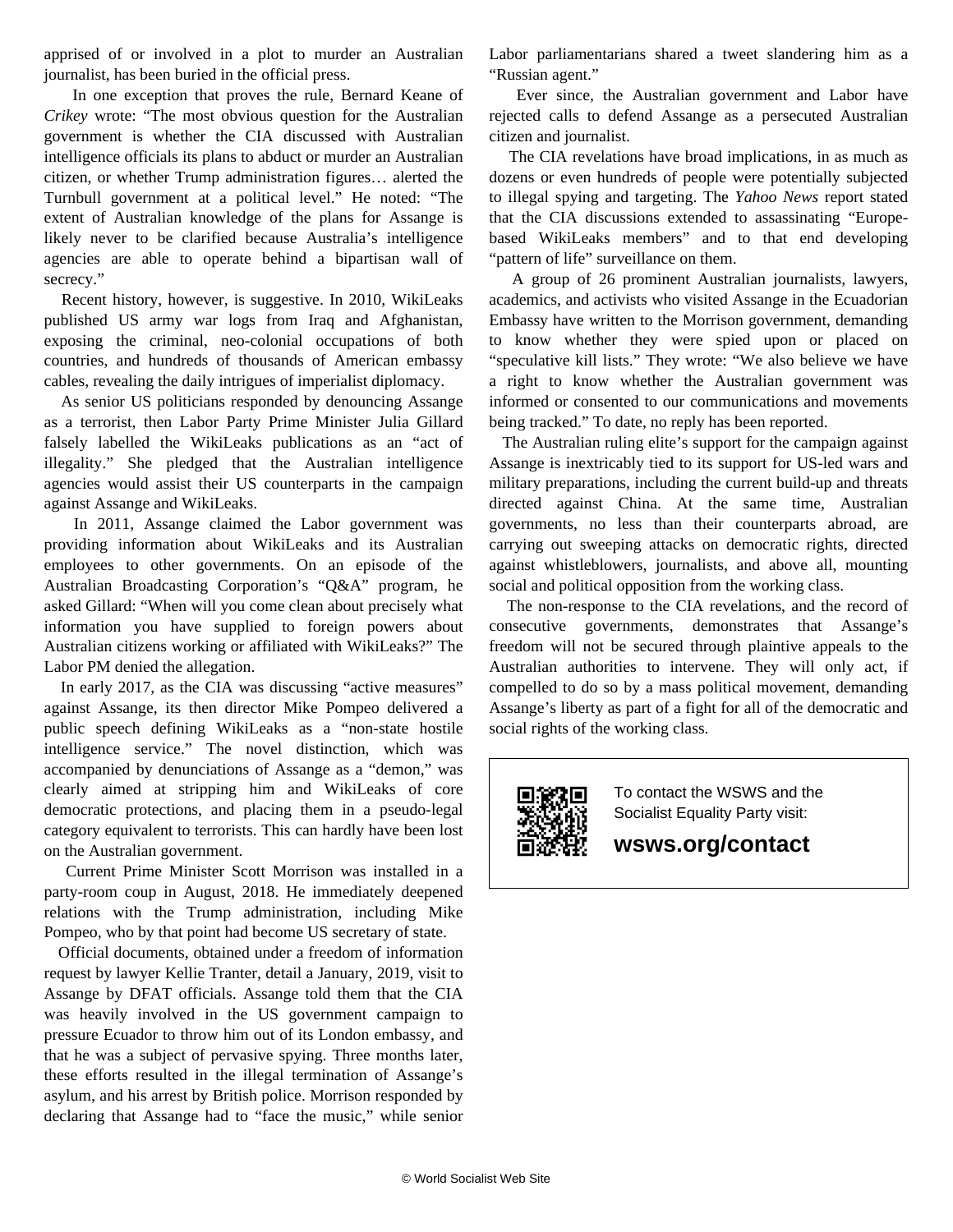apprised of or involved in a plot to murder an Australian journalist, has been buried in the official press.

In one exception that proves the rule, Bernard Keane of *Crikey* wrote: "The most obvious question for the Australian government is whether the CIA discussed with Australian intelligence officials its plans to abduct or murder an Australian citizen, or whether Trump administration figures… alerted the Turnbull government at a political level." He noted: "The extent of Australian knowledge of the plans for Assange is likely never to be clarified because Australia's intelligence agencies are able to operate behind a bipartisan wall of secrecy."

Recent history, however, is suggestive. In 2010, WikiLeaks published US army war logs from Iraq and Afghanistan, exposing the criminal, neo-colonial occupations of both countries, and hundreds of thousands of American embassy cables, revealing the daily intrigues of imperialist diplomacy.

As senior US politicians responded by denouncing Assange as a terrorist, then Labor Party Prime Minister Julia Gillard falsely labelled the WikiLeaks publications as an "act of illegality." She pledged that the Australian intelligence agencies would assist their US counterparts in the campaign against Assange and WikiLeaks.

In 2011, Assange claimed the Labor government was providing information about WikiLeaks and its Australian employees to other governments. On an episode of the Australian Broadcasting Corporation's "Q&A" program, he asked Gillard: "When will you come clean about precisely what information you have supplied to foreign powers about Australian citizens working or affiliated with WikiLeaks?" The Labor PM denied the allegation.

In early 2017, as the CIA was discussing "active measures" against Assange, its then director Mike Pompeo delivered a public speech defining WikiLeaks as a "non-state hostile intelligence service." The novel distinction, which was accompanied by denunciations of Assange as a "demon," was clearly aimed at stripping him and WikiLeaks of core democratic protections, and placing them in a pseudo-legal category equivalent to terrorists. This can hardly have been lost on the Australian government.

Current Prime Minister Scott Morrison was installed in a party-room coup in August, 2018. He immediately deepened relations with the Trump administration, including Mike Pompeo, who by that point had become US secretary of state.

Official documents, obtained under a freedom of information request by lawyer Kellie Tranter, detail a January, 2019, visit to Assange by DFAT officials. Assange told them that the CIA was heavily involved in the US government campaign to pressure Ecuador to throw him out of its London embassy, and that he was a subject of pervasive spying. Three months later, these efforts resulted in the illegal termination of Assange's asylum, and his arrest by British police. Morrison responded by declaring that Assange had to "face the music," while senior Labor parliamentarians shared a tweet slandering him as a "Russian agent."

Ever since, the Australian government and Labor have rejected calls to defend Assange as a persecuted Australian citizen and journalist.

The CIA revelations have broad implications, in as much as dozens or even hundreds of people were potentially subjected to illegal spying and targeting. The *Yahoo News* report stated that the CIA discussions extended to assassinating "Europe-based WikiLeaks members" and to that end developing "pattern of life" surveillance on them.

A group of 26 prominent Australian journalists, lawyers, academics, and activists who visited Assange in the Ecuadorian Embassy have written to the Morrison government, demanding to know whether they were spied upon or placed on "speculative kill lists." They wrote: "We also believe we have a right to know whether the Australian government was informed or consented to our communications and movements being tracked." To date, no reply has been reported.

The Australian ruling elite's support for the campaign against Assange is inextricably tied to its support for US-led wars and military preparations, including the current build-up and threats directed against China. At the same time, Australian governments, no less than their counterparts abroad, are carrying out sweeping attacks on democratic rights, directed against whistleblowers, journalists, and above all, mounting social and political opposition from the working class.

The non-response to the CIA revelations, and the record of consecutive governments, demonstrates that Assange's freedom will not be secured through plaintive appeals to the Australian authorities to intervene. They will only act, if compelled to do so by a mass political movement, demanding Assange's liberty as part of a fight for all of the democratic and social rights of the working class.

To contact the WSWS and the Socialist Equality Party visit:

**wsws.org/contact**